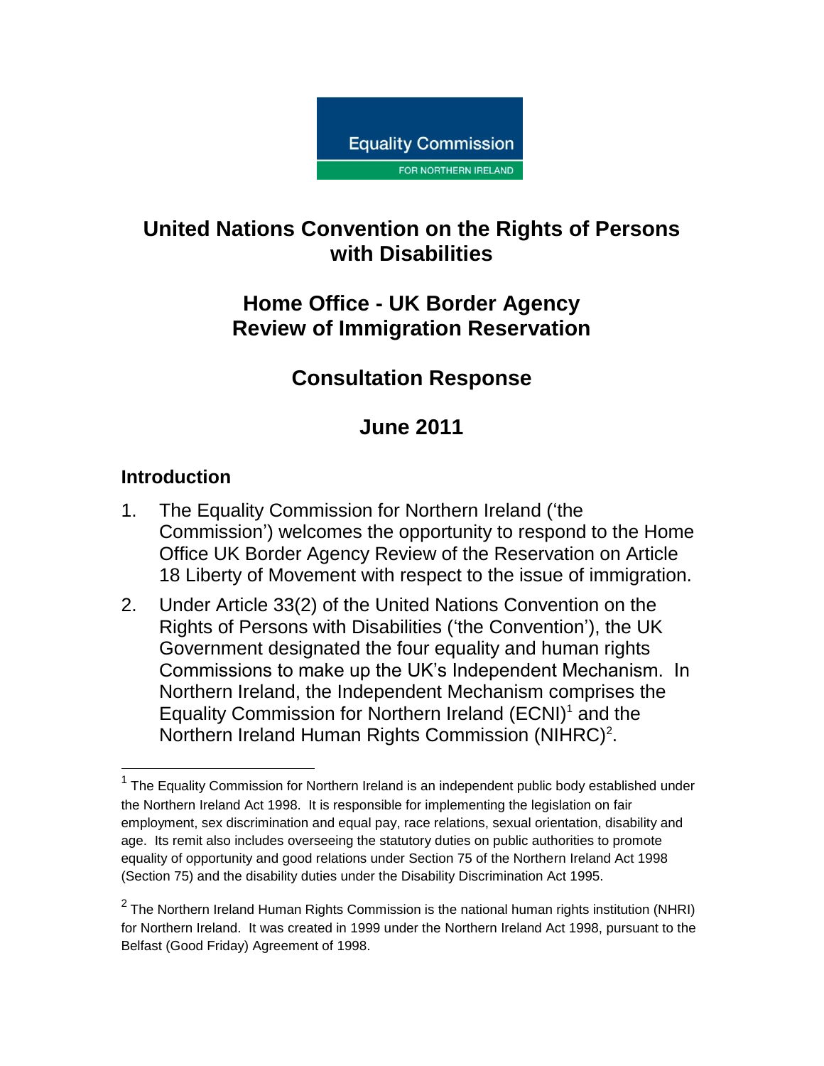Equality Commission

FOR NORTHERN IRELAND

# United Nations Convention on the Rights of Persons with Disabilities

## Home Office - UK Border Agency Review of Immigration Reservation

## Consultation Response

## June 2011

### Introduction

1. The Equality Commission for Northern Ireland ('the Commission') welcomes the opportunity to respond to the Home Office UK Border Agency Review of the Reservation on Article 18 Liberty of Movement with respect to the issue of immigration.
2. Under Article 33(2) of the United Nations Convention on the Rights of Persons with Disabilities ('the Convention'), the UK Government designated the four equality and human rights Commissions to make up the UK's Independent Mechanism. In Northern Ireland, the Independent Mechanism comprises the Equality Commission for Northern Ireland (ECNI)[1] and the Northern Ireland Human Rights Commission (NIHRC)[2].

---

[1] The Equality Commission for Northern Ireland is an independent public body established under the Northern Ireland Act 1998. It is responsible for implementing the legislation on fair employment, sex discrimination and equal pay, race relations, sexual orientation, disability and age. Its remit also includes overseeing the statutory duties on public authorities to promote equality of opportunity and good relations under Section 75 of the Northern Ireland Act 1998 (Section 75) and the disability duties under the Disability Discrimination Act 1995.

[2] The Northern Ireland Human Rights Commission is the national human rights institution (NHRI) for Northern Ireland. It was created in 1999 under the Northern Ireland Act 1998, pursuant to the Belfast (Good Friday) Agreement of 1998.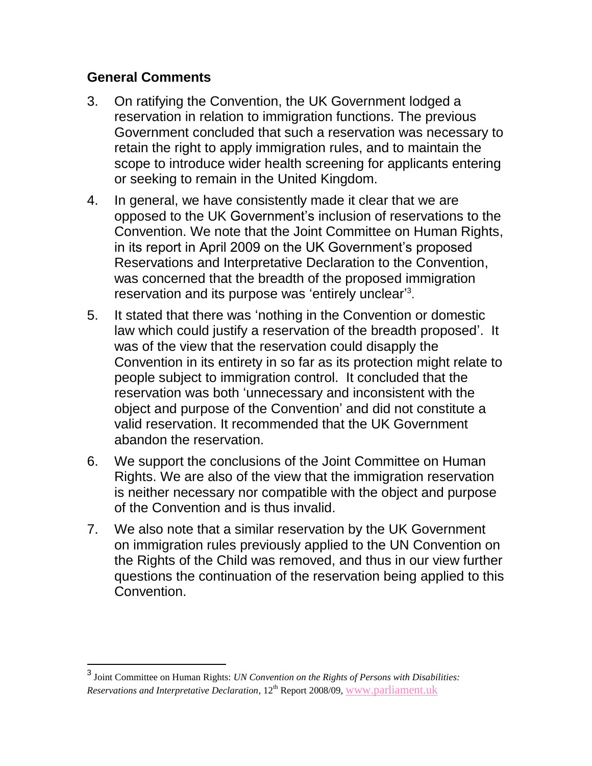## General Comments

3. On ratifying the Convention, the UK Government lodged a reservation in relation to immigration functions. The previous Government concluded that such a reservation was necessary to retain the right to apply immigration rules, and to maintain the scope to introduce wider health screening for applicants entering or seeking to remain in the United Kingdom.

4. In general, we have consistently made it clear that we are opposed to the UK Government's inclusion of reservations to the Convention. We note that the Joint Committee on Human Rights, in its report in April 2009 on the UK Government's proposed Reservations and Interpretative Declaration to the Convention, was concerned that the breadth of the proposed immigration reservation and its purpose was 'entirely unclear'[3].

5. It stated that there was 'nothing in the Convention or domestic law which could justify a reservation of the breadth proposed'. It was of the view that the reservation could disapply the Convention in its entirety in so far as its protection might relate to people subject to immigration control. It concluded that the reservation was both 'unnecessary and inconsistent with the object and purpose of the Convention' and did not constitute a valid reservation. It recommended that the UK Government abandon the reservation.

6. We support the conclusions of the Joint Committee on Human Rights. We are also of the view that the immigration reservation is neither necessary nor compatible with the object and purpose of the Convention and is thus invalid.

7. We also note that a similar reservation by the UK Government on immigration rules previously applied to the UN Convention on the Rights of the Child was removed, and thus in our view further questions the continuation of the reservation being applied to this Convention.

---

[3] Joint Committee on Human Rights: *UN Convention on the Rights of Persons with Disabilities: Reservations and Interpretative Declaration*, 12th Report 2008/09, www.parliament.uk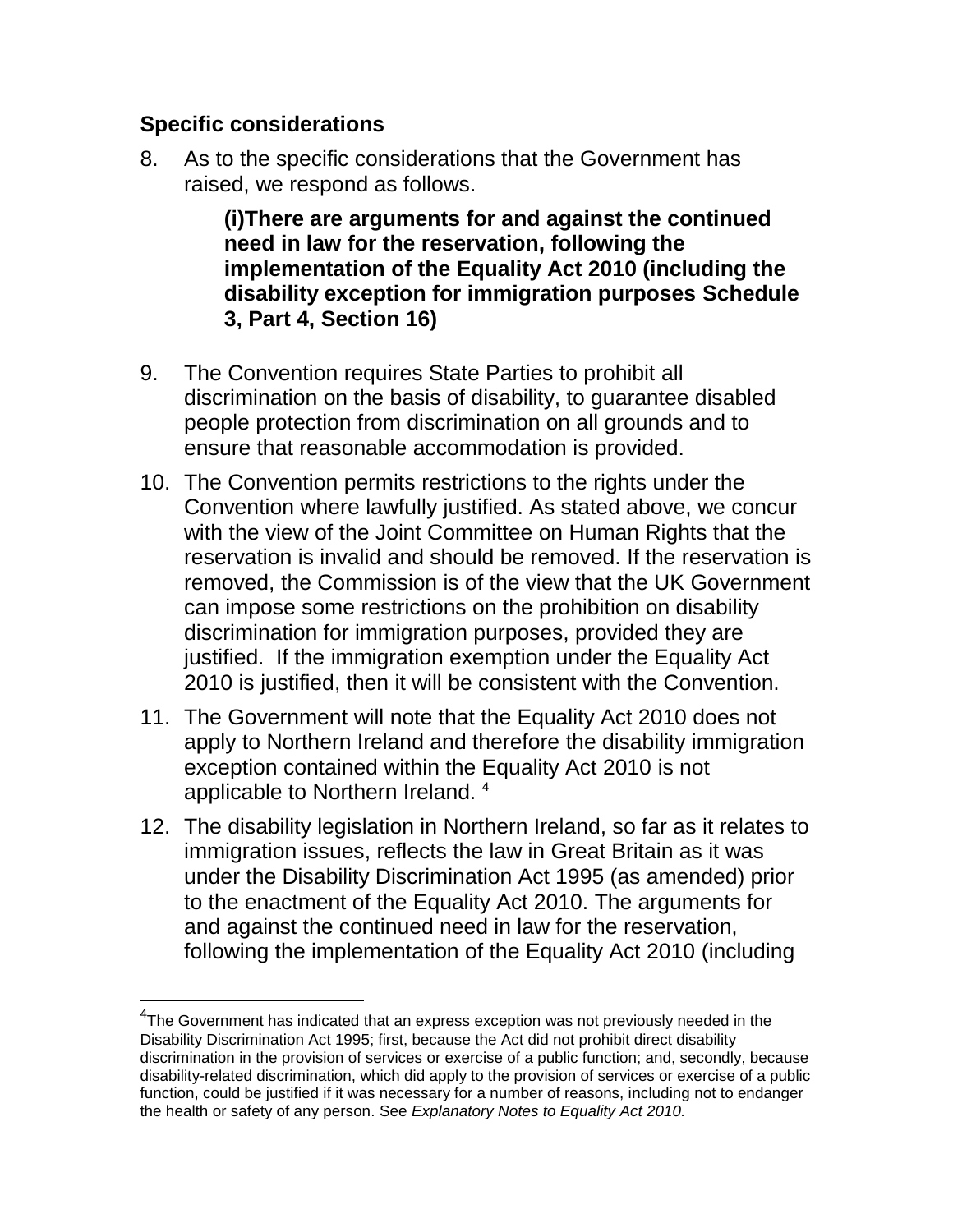## Specific considerations

8. As to the specific considerations that the Government has raised, we respond as follows.

    **(i)There are arguments for and against the continued need in law for the reservation, following the implementation of the Equality Act 2010 (including the disability exception for immigration purposes Schedule 3, Part 4, Section 16)**

9. The Convention requires State Parties to prohibit all discrimination on the basis of disability, to guarantee disabled people protection from discrimination on all grounds and to ensure that reasonable accommodation is provided.

10. The Convention permits restrictions to the rights under the Convention where lawfully justified. As stated above, we concur with the view of the Joint Committee on Human Rights that the reservation is invalid and should be removed. If the reservation is removed, the Commission is of the view that the UK Government can impose some restrictions on the prohibition on disability discrimination for immigration purposes, provided they are justified. If the immigration exemption under the Equality Act 2010 is justified, then it will be consistent with the Convention.

11. The Government will note that the Equality Act 2010 does not apply to Northern Ireland and therefore the disability immigration exception contained within the Equality Act 2010 is not applicable to Northern Ireland. [4]

12. The disability legislation in Northern Ireland, so far as it relates to immigration issues, reflects the law in Great Britain as it was under the Disability Discrimination Act 1995 (as amended) prior to the enactment of the Equality Act 2010. The arguments for and against the continued need in law for the reservation, following the implementation of the Equality Act 2010 (including

---

[4] The Government has indicated that an express exception was not previously needed in the Disability Discrimination Act 1995; first, because the Act did not prohibit direct disability discrimination in the provision of services or exercise of a public function; and, secondly, because disability-related discrimination, which did apply to the provision of services or exercise of a public function, could be justified if it was necessary for a number of reasons, including not to endanger the health or safety of any person. See *Explanatory Notes to Equality Act 2010.*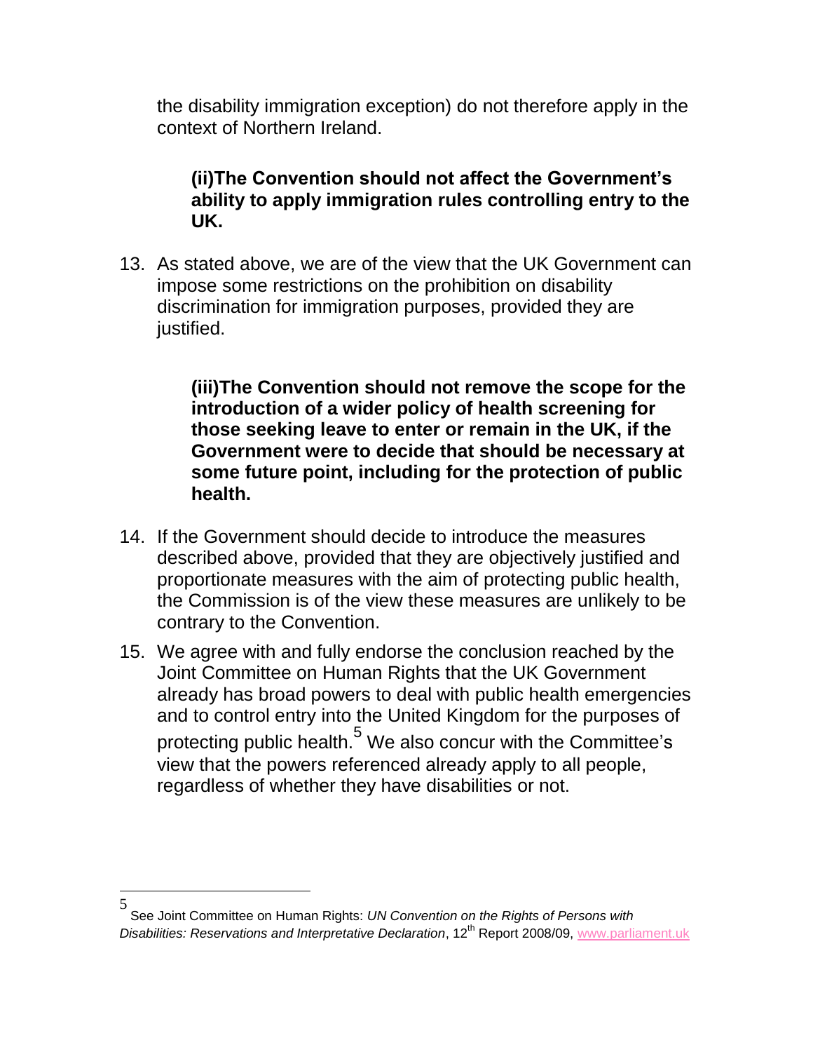the disability immigration exception) do not therefore apply in the context of Northern Ireland.

**(ii)The Convention should not affect the Government's ability to apply immigration rules controlling entry to the UK.**

13. As stated above, we are of the view that the UK Government can impose some restrictions on the prohibition on disability discrimination for immigration purposes, provided they are justified.

**(iii)The Convention should not remove the scope for the introduction of a wider policy of health screening for those seeking leave to enter or remain in the UK, if the Government were to decide that should be necessary at some future point, including for the protection of public health.**

14. If the Government should decide to introduce the measures described above, provided that they are objectively justified and proportionate measures with the aim of protecting public health, the Commission is of the view these measures are unlikely to be contrary to the Convention.

15. We agree with and fully endorse the conclusion reached by the Joint Committee on Human Rights that the UK Government already has broad powers to deal with public health emergencies and to control entry into the United Kingdom for the purposes of protecting public health.[5] We also concur with the Committee's view that the powers referenced already apply to all people, regardless of whether they have disabilities or not.

---

[5] See Joint Committee on Human Rights: *UN Convention on the Rights of Persons with Disabilities: Reservations and Interpretative Declaration*, 12th Report 2008/09, www.parliament.uk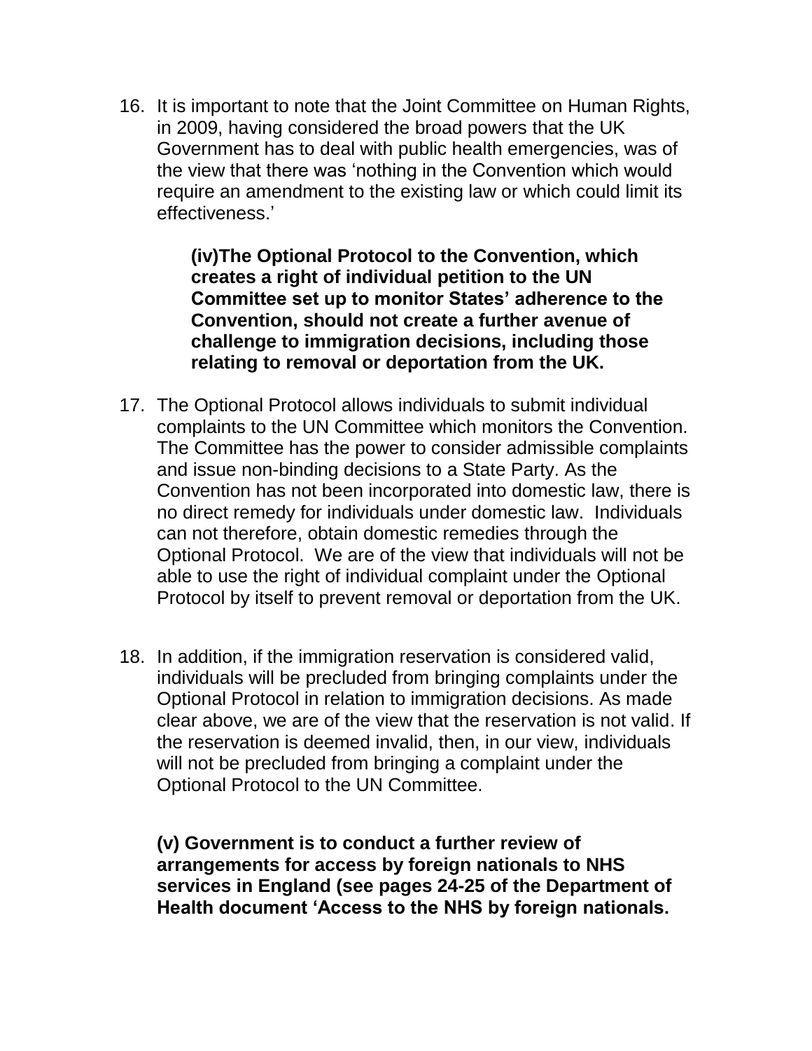16. It is important to note that the Joint Committee on Human Rights, in 2009, having considered the broad powers that the UK Government has to deal with public health emergencies, was of the view that there was 'nothing in the Convention which would require an amendment to the existing law or which could limit its effectiveness.'

**(iv)The Optional Protocol to the Convention, which creates a right of individual petition to the UN Committee set up to monitor States' adherence to the Convention, should not create a further avenue of challenge to immigration decisions, including those relating to removal or deportation from the UK.**

17. The Optional Protocol allows individuals to submit individual complaints to the UN Committee which monitors the Convention. The Committee has the power to consider admissible complaints and issue non-binding decisions to a State Party. As the Convention has not been incorporated into domestic law, there is no direct remedy for individuals under domestic law. Individuals can not therefore, obtain domestic remedies through the Optional Protocol. We are of the view that individuals will not be able to use the right of individual complaint under the Optional Protocol by itself to prevent removal or deportation from the UK.

18. In addition, if the immigration reservation is considered valid, individuals will be precluded from bringing complaints under the Optional Protocol in relation to immigration decisions. As made clear above, we are of the view that the reservation is not valid. If the reservation is deemed invalid, then, in our view, individuals will not be precluded from bringing a complaint under the Optional Protocol to the UN Committee.

**(v) Government is to conduct a further review of arrangements for access by foreign nationals to NHS services in England (see pages 24-25 of the Department of Health document 'Access to the NHS by foreign nationals.**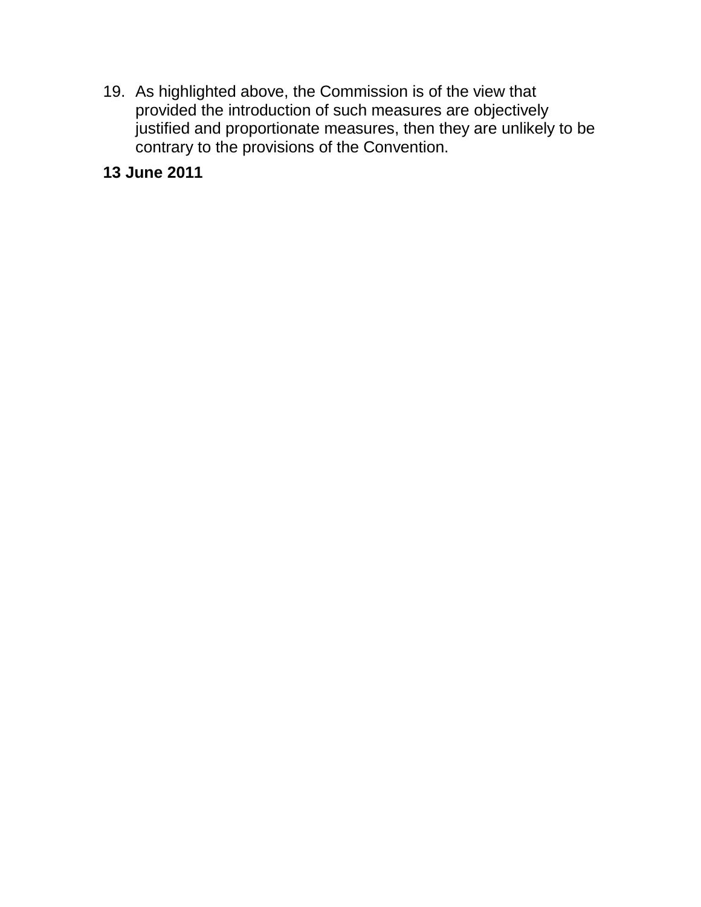19. As highlighted above, the Commission is of the view that provided the introduction of such measures are objectively justified and proportionate measures, then they are unlikely to be contrary to the provisions of the Convention.

**13 June 2011**